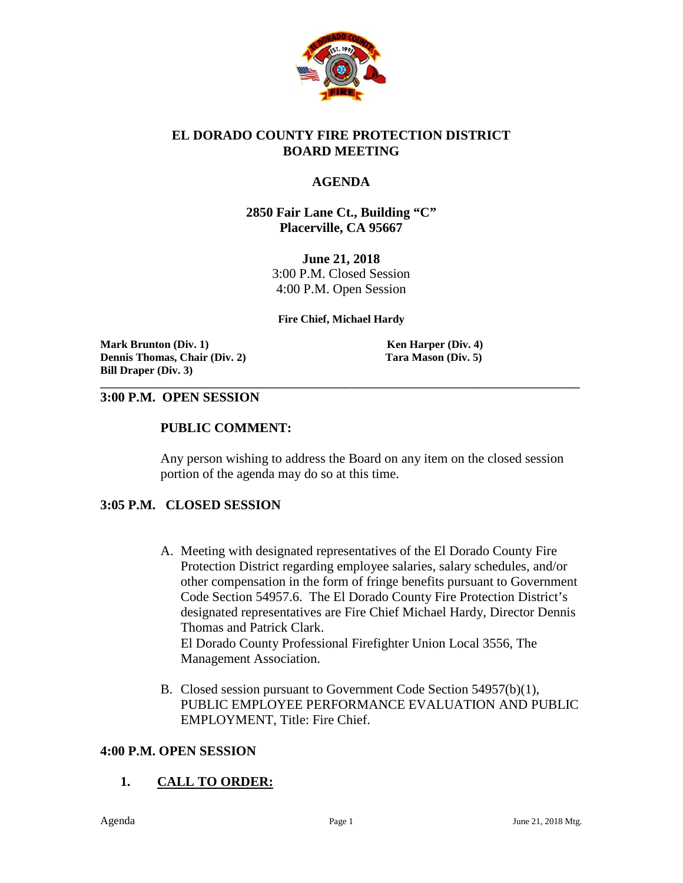# EL DORADO COUNTY FIRE PROTECTION DISTRICT
# BOARD MEETING

## AGENDA

**2850 Fair Lane Ct., Building "C"**
**Placerville, CA 95667**

**June 21, 2018**
3:00 P.M. Closed Session
4:00 P.M. Open Session

**Fire Chief, Michael Hardy**

**Mark Brunton (Div. 1)**
**Dennis Thomas, Chair (Div. 2)**
**Bill Draper (Div. 3)**
**Ken Harper (Div. 4)**
**Tara Mason (Div. 5)**

---

### 3:00 P.M. OPEN SESSION

**PUBLIC COMMENT:**

Any person wishing to address the Board on any item on the closed session portion of the agenda may do so at this time.

### 3:05 P.M. CLOSED SESSION

A. Meeting with designated representatives of the El Dorado County Fire Protection District regarding employee salaries, salary schedules, and/or other compensation in the form of fringe benefits pursuant to Government Code Section 54957.6. The El Dorado County Fire Protection District's designated representatives are Fire Chief Michael Hardy, Director Dennis Thomas and Patrick Clark.
El Dorado County Professional Firefighter Union Local 3556, The Management Association.

B. Closed session pursuant to Government Code Section 54957(b)(1), PUBLIC EMPLOYEE PERFORMANCE EVALUATION AND PUBLIC EMPLOYMENT, Title: Fire Chief.

### 4:00 P.M. OPEN SESSION

1. **CALL TO ORDER:**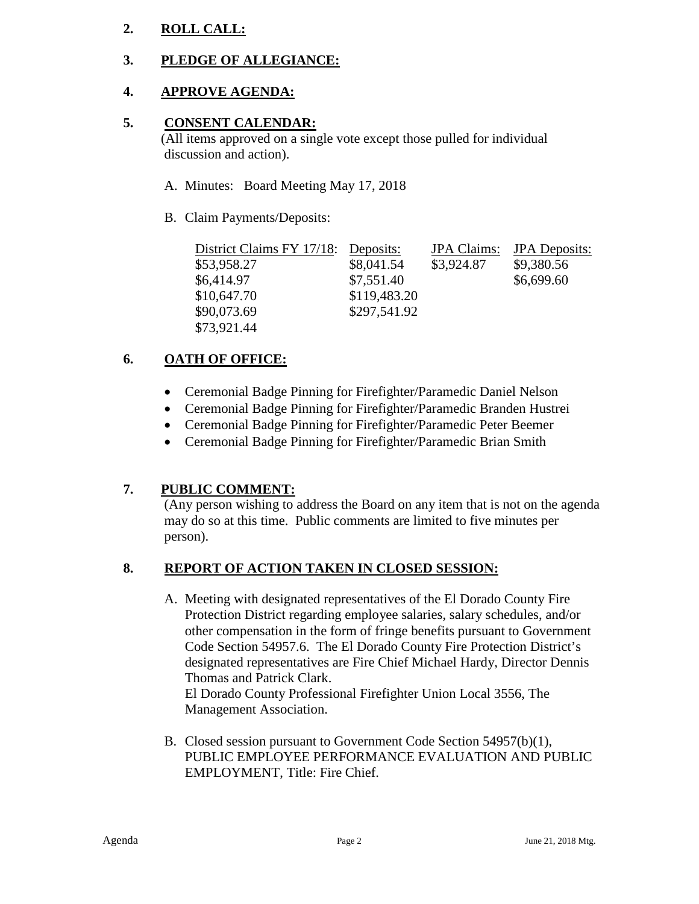**2. ROLL CALL:**

**3. PLEDGE OF ALLEGIANCE:**

**4. APPROVE AGENDA:**

**5. CONSENT CALENDAR:**

(All items approved on a single vote except those pulled for individual discussion and action).

A. Minutes: Board Meeting May 17, 2018

B. Claim Payments/Deposits:

| District Claims FY 17/18: | Deposits: | JPA Claims: | JPA Deposits: |
|---|---|---|---|
| $53,958.27 | $8,041.54 | $3,924.87 | $9,380.56 |
| $6,414.97 | $7,551.40 | | $6,699.60 |
| $10,647.70 | $119,483.20 | | |
| $90,073.69 | $297,541.92 | | |
| $73,921.44 | | | |

**6. OATH OF OFFICE:**

- Ceremonial Badge Pinning for Firefighter/Paramedic Daniel Nelson
- Ceremonial Badge Pinning for Firefighter/Paramedic Branden Hustrei
- Ceremonial Badge Pinning for Firefighter/Paramedic Peter Beemer
- Ceremonial Badge Pinning for Firefighter/Paramedic Brian Smith

**7. PUBLIC COMMENT:**

(Any person wishing to address the Board on any item that is not on the agenda may do so at this time. Public comments are limited to five minutes per person).

**8. REPORT OF ACTION TAKEN IN CLOSED SESSION:**

A. Meeting with designated representatives of the El Dorado County Fire Protection District regarding employee salaries, salary schedules, and/or other compensation in the form of fringe benefits pursuant to Government Code Section 54957.6. The El Dorado County Fire Protection District's designated representatives are Fire Chief Michael Hardy, Director Dennis Thomas and Patrick Clark.
El Dorado County Professional Firefighter Union Local 3556, The Management Association.

B. Closed session pursuant to Government Code Section 54957(b)(1), PUBLIC EMPLOYEE PERFORMANCE EVALUATION AND PUBLIC EMPLOYMENT, Title: Fire Chief.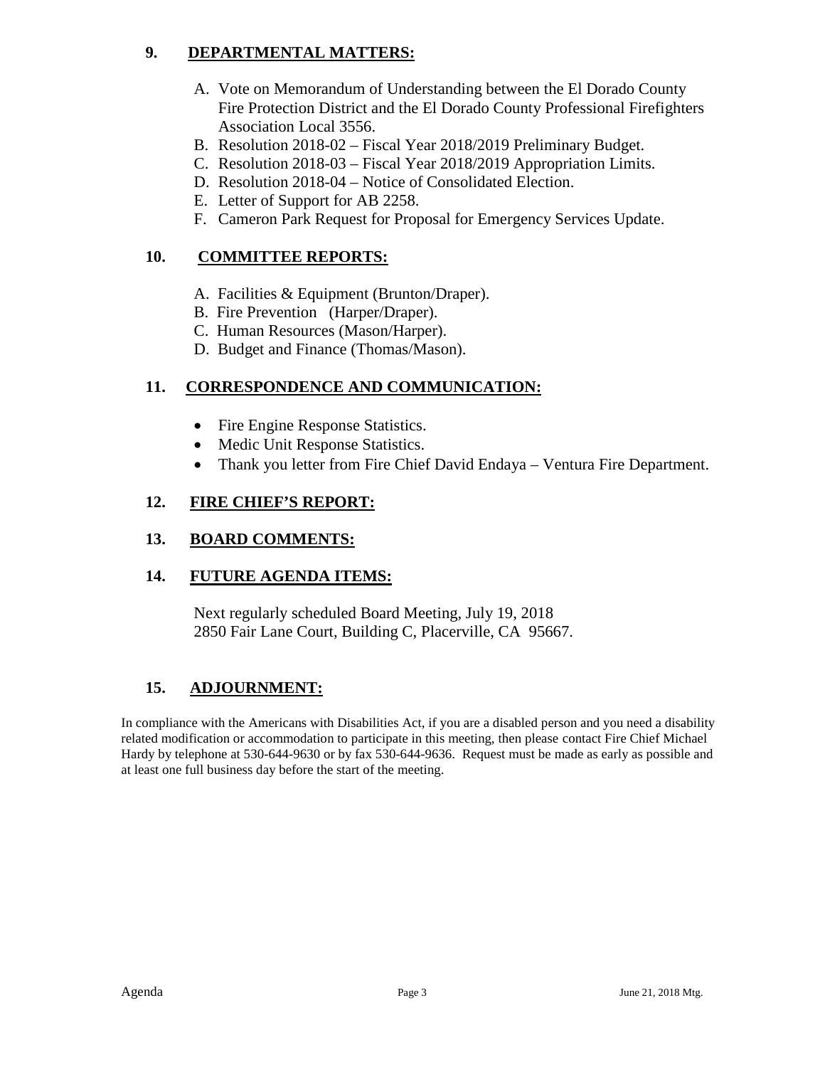## 9. DEPARTMENTAL MATTERS:

A. Vote on Memorandum of Understanding between the El Dorado County Fire Protection District and the El Dorado County Professional Firefighters Association Local 3556.
B. Resolution 2018-02 – Fiscal Year 2018/2019 Preliminary Budget.
C. Resolution 2018-03 – Fiscal Year 2018/2019 Appropriation Limits.
D. Resolution 2018-04 – Notice of Consolidated Election.
E. Letter of Support for AB 2258.
F. Cameron Park Request for Proposal for Emergency Services Update.

## 10. COMMITTEE REPORTS:

A. Facilities & Equipment (Brunton/Draper).
B. Fire Prevention (Harper/Draper).
C. Human Resources (Mason/Harper).
D. Budget and Finance (Thomas/Mason).

## 11. CORRESPONDENCE AND COMMUNICATION:

- Fire Engine Response Statistics.
- Medic Unit Response Statistics.
- Thank you letter from Fire Chief David Endaya – Ventura Fire Department.

## 12. FIRE CHIEF'S REPORT:

## 13. BOARD COMMENTS:

## 14. FUTURE AGENDA ITEMS:

Next regularly scheduled Board Meeting, July 19, 2018
2850 Fair Lane Court, Building C, Placerville, CA 95667.

## 15. ADJOURNMENT:

In compliance with the Americans with Disabilities Act, if you are a disabled person and you need a disability related modification or accommodation to participate in this meeting, then please contact Fire Chief Michael Hardy by telephone at 530-644-9630 or by fax 530-644-9636. Request must be made as early as possible and at least one full business day before the start of the meeting.